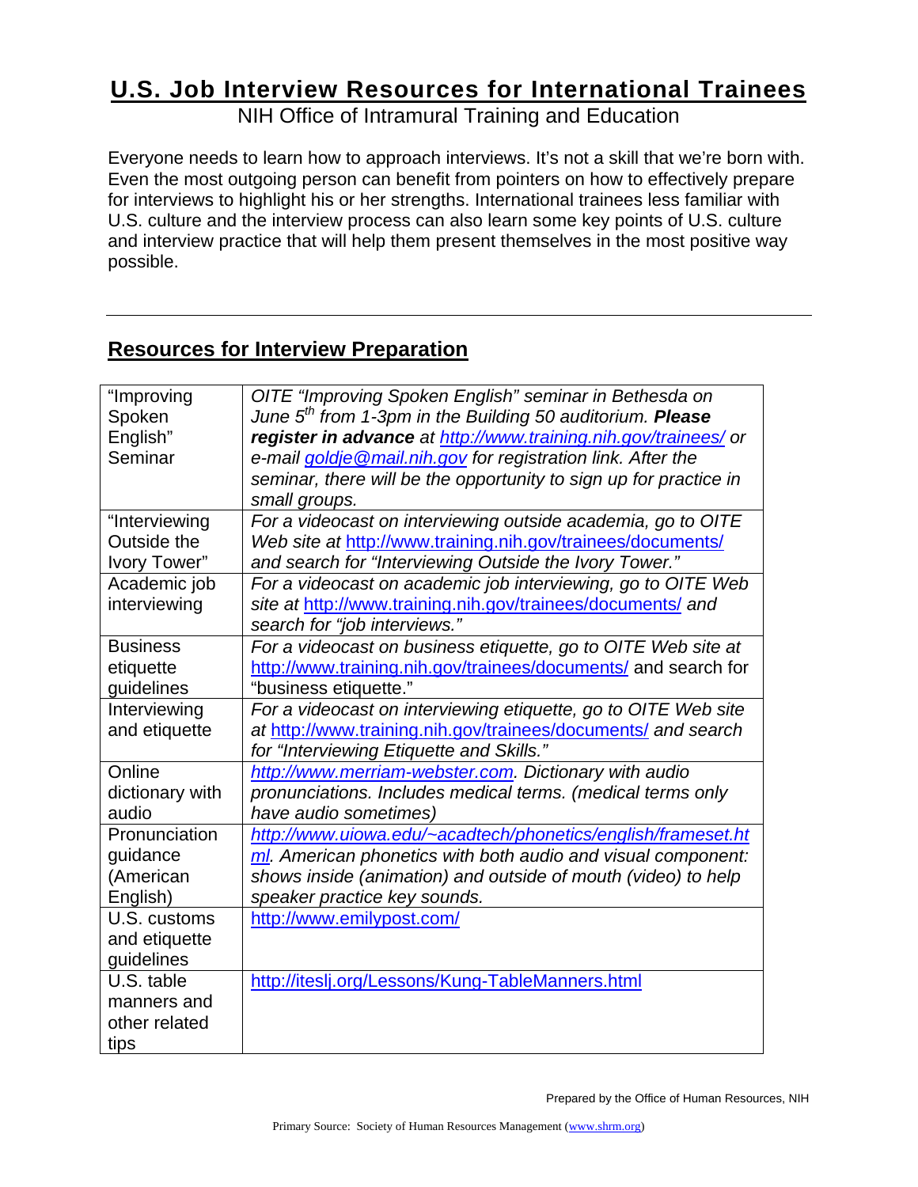# U.S. Job Interview Resources for International Trainees

NIH Office of Intramural Training and Education

Everyone needs to learn how to approach interviews. It's not a skill that we're born with. Even the most outgoing person can benefit from pointers on how to effectively prepare for interviews to highlight his or her strengths. International trainees less familiar with U.S. culture and the interview process can also learn some key points of U.S. culture and interview practice that will help them present themselves in the most positive way possible.

---

## Resources for Interview Preparation

| | |
|---|---|
| "Improving Spoken English" Seminar | *OITE "Improving Spoken English" seminar in Bethesda on June 5th from 1-3pm in the Building 50 auditorium.* ***Please register in advance*** *at http://www.training.nih.gov/trainees/ or e-mail goldje@mail.nih.gov for registration link. After the seminar, there will be the opportunity to sign up for practice in small groups.* |
| "Interviewing Outside the Ivory Tower" | *For a videocast on interviewing outside academia, go to OITE Web site at* http://www.training.nih.gov/trainees/documents/ *and search for "Interviewing Outside the Ivory Tower."* |
| Academic job interviewing | *For a videocast on academic job interviewing, go to OITE Web site at* http://www.training.nih.gov/trainees/documents/ *and search for "job interviews."* |
| Business etiquette guidelines | *For a videocast on business etiquette, go to OITE Web site at* http://www.training.nih.gov/trainees/documents/ and search for "business etiquette." |
| Interviewing and etiquette | *For a videocast on interviewing etiquette, go to OITE Web site at* http://www.training.nih.gov/trainees/documents/ *and search for "Interviewing Etiquette and Skills."* |
| Online dictionary with audio | *http://www.merriam-webster.com. Dictionary with audio pronunciations. Includes medical terms. (medical terms only have audio sometimes)* |
| Pronunciation guidance (American English) | *http://www.uiowa.edu/~acadtech/phonetics/english/frameset.html. American phonetics with both audio and visual component: shows inside (animation) and outside of mouth (video) to help speaker practice key sounds.* |
| U.S. customs and etiquette guidelines | http://www.emilypost.com/ |
| U.S. table manners and other related tips | http://iteslj.org/Lessons/Kung-TableManners.html |

Prepared by the Office of Human Resources, NIH

Primary Source: Society of Human Resources Management (www.shrm.org)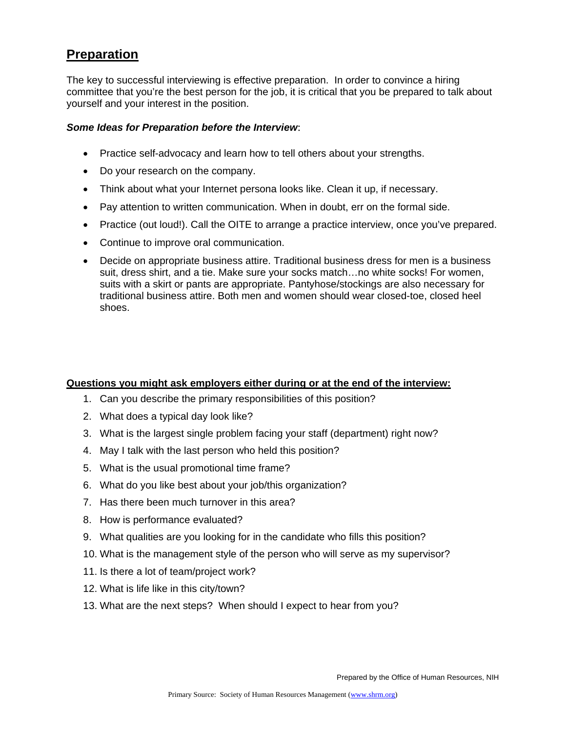## Preparation

The key to successful interviewing is effective preparation. In order to convince a hiring committee that you're the best person for the job, it is critical that you be prepared to talk about yourself and your interest in the position.

***Some Ideas for Preparation before the Interview***:

- Practice self-advocacy and learn how to tell others about your strengths.
- Do your research on the company.
- Think about what your Internet persona looks like. Clean it up, if necessary.
- Pay attention to written communication. When in doubt, err on the formal side.
- Practice (out loud!). Call the OITE to arrange a practice interview, once you've prepared.
- Continue to improve oral communication.
- Decide on appropriate business attire. Traditional business dress for men is a business suit, dress shirt, and a tie. Make sure your socks match…no white socks! For women, suits with a skirt or pants are appropriate. Pantyhose/stockings are also necessary for traditional business attire. Both men and women should wear closed-toe, closed heel shoes.

**Questions you might ask employers either during or at the end of the interview:**

1. Can you describe the primary responsibilities of this position?
2. What does a typical day look like?
3. What is the largest single problem facing your staff (department) right now?
4. May I talk with the last person who held this position?
5. What is the usual promotional time frame?
6. What do you like best about your job/this organization?
7. Has there been much turnover in this area?
8. How is performance evaluated?
9. What qualities are you looking for in the candidate who fills this position?
10. What is the management style of the person who will serve as my supervisor?
11. Is there a lot of team/project work?
12. What is life like in this city/town?
13. What are the next steps? When should I expect to hear from you?

Prepared by the Office of Human Resources, NIH

Primary Source: Society of Human Resources Management (www.shrm.org)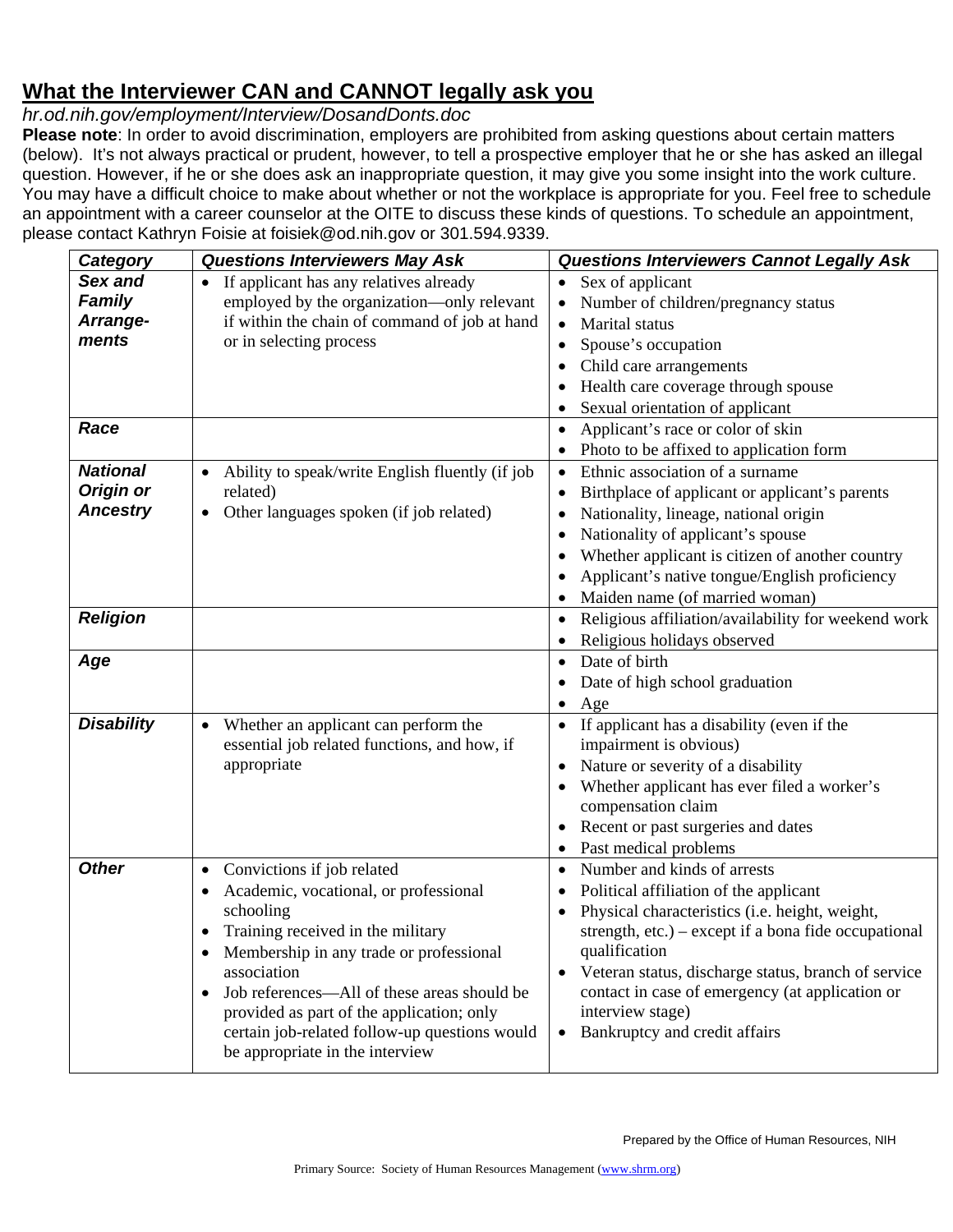## What the Interviewer CAN and CANNOT legally ask you

*hr.od.nih.gov/employment/Interview/DosandDonts.doc*

**Please note**: In order to avoid discrimination, employers are prohibited from asking questions about certain matters (below). It's not always practical or prudent, however, to tell a prospective employer that he or she has asked an illegal question. However, if he or she does ask an inappropriate question, it may give you some insight into the work culture. You may have a difficult choice to make about whether or not the workplace is appropriate for you. Feel free to schedule an appointment with a career counselor at the OITE to discuss these kinds of questions. To schedule an appointment, please contact Kathryn Foisie at foisiek@od.nih.gov or 301.594.9339.

| ***Category*** | ***Questions Interviewers May Ask*** | ***Questions Interviewers Cannot Legally Ask*** |
|---|---|---|
| ***Sex and Family Arrange-ments*** | • If applicant has any relatives already employed by the organization—only relevant if within the chain of command of job at hand or in selecting process | • Sex of applicant<br>• Number of children/pregnancy status<br>• Marital status<br>• Spouse's occupation<br>• Child care arrangements<br>• Health care coverage through spouse<br>• Sexual orientation of applicant |
| ***Race*** | | • Applicant's race or color of skin<br>• Photo to be affixed to application form |
| ***National Origin or Ancestry*** | • Ability to speak/write English fluently (if job related)<br>• Other languages spoken (if job related) | • Ethnic association of a surname<br>• Birthplace of applicant or applicant's parents<br>• Nationality, lineage, national origin<br>• Nationality of applicant's spouse<br>• Whether applicant is citizen of another country<br>• Applicant's native tongue/English proficiency<br>• Maiden name (of married woman) |
| ***Religion*** | | • Religious affiliation/availability for weekend work<br>• Religious holidays observed |
| ***Age*** | | • Date of birth<br>• Date of high school graduation<br>• Age |
| ***Disability*** | • Whether an applicant can perform the essential job related functions, and how, if appropriate | • If applicant has a disability (even if the impairment is obvious)<br>• Nature or severity of a disability<br>• Whether applicant has ever filed a worker's compensation claim<br>• Recent or past surgeries and dates<br>• Past medical problems |
| ***Other*** | • Convictions if job related<br>• Academic, vocational, or professional schooling<br>• Training received in the military<br>• Membership in any trade or professional association<br>• Job references—All of these areas should be provided as part of the application; only certain job-related follow-up questions would be appropriate in the interview | • Number and kinds of arrests<br>• Political affiliation of the applicant<br>• Physical characteristics (i.e. height, weight, strength, etc.) – except if a bona fide occupational qualification<br>• Veteran status, discharge status, branch of service contact in case of emergency (at application or interview stage)<br>• Bankruptcy and credit affairs |

Prepared by the Office of Human Resources, NIH

Primary Source: Society of Human Resources Management (www.shrm.org)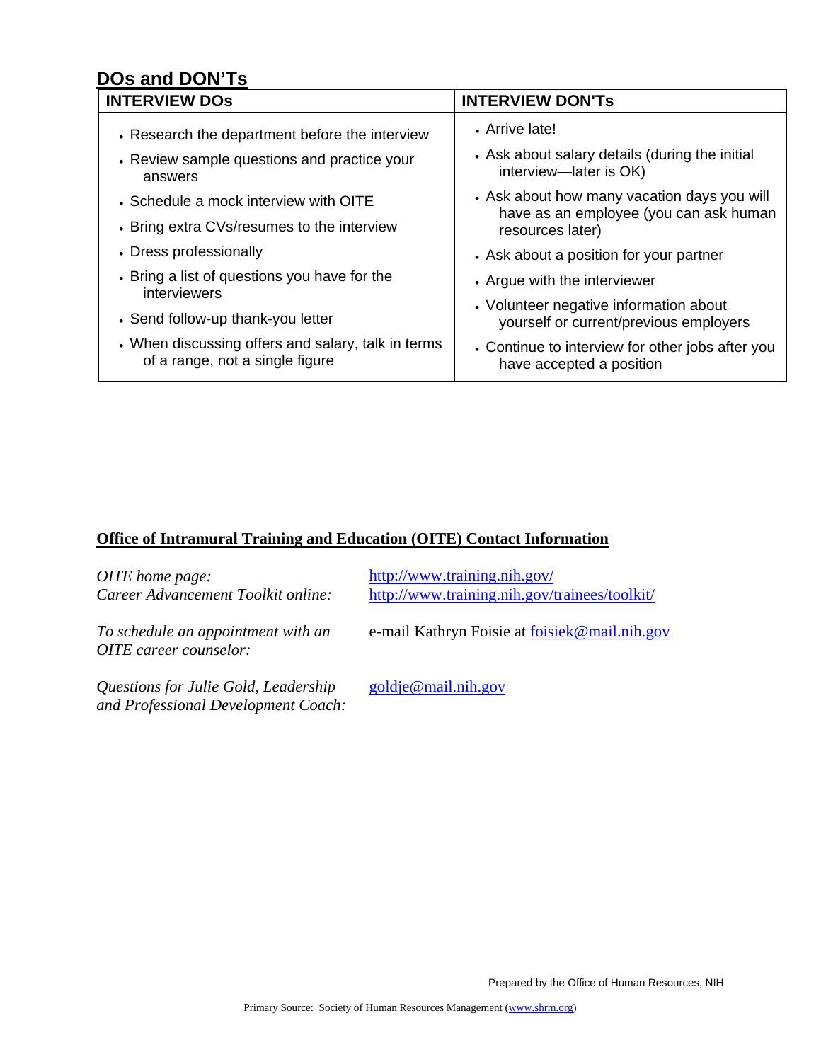## DOs and DON'Ts

| INTERVIEW DOs | INTERVIEW DON'Ts |
|---|---|
| • Research the department before the interview<br>• Review sample questions and practice your answers<br>• Schedule a mock interview with OITE<br>• Bring extra CVs/resumes to the interview<br>• Dress professionally<br>• Bring a list of questions you have for the interviewers<br>• Send follow-up thank-you letter<br>• When discussing offers and salary, talk in terms of a range, not a single figure | • Arrive late!<br>• Ask about salary details (during the initial interview—later is OK)<br>• Ask about how many vacation days you will have as an employee (you can ask human resources later)<br>• Ask about a position for your partner<br>• Argue with the interviewer<br>• Volunteer negative information about yourself or current/previous employers<br>• Continue to interview for other jobs after you have accepted a position |

**Office of Intramural Training and Education (OITE) Contact Information**

| | |
|---|---|
| *OITE home page:* | http://www.training.nih.gov/ |
| *Career Advancement Toolkit online:* | http://www.training.nih.gov/trainees/toolkit/ |
| *To schedule an appointment with an OITE career counselor:* | e-mail Kathryn Foisie at foisiek@mail.nih.gov |
| *Questions for Julie Gold, Leadership and Professional Development Coach:* | goldje@mail.nih.gov |

Prepared by the Office of Human Resources, NIH

Primary Source: Society of Human Resources Management (www.shrm.org)